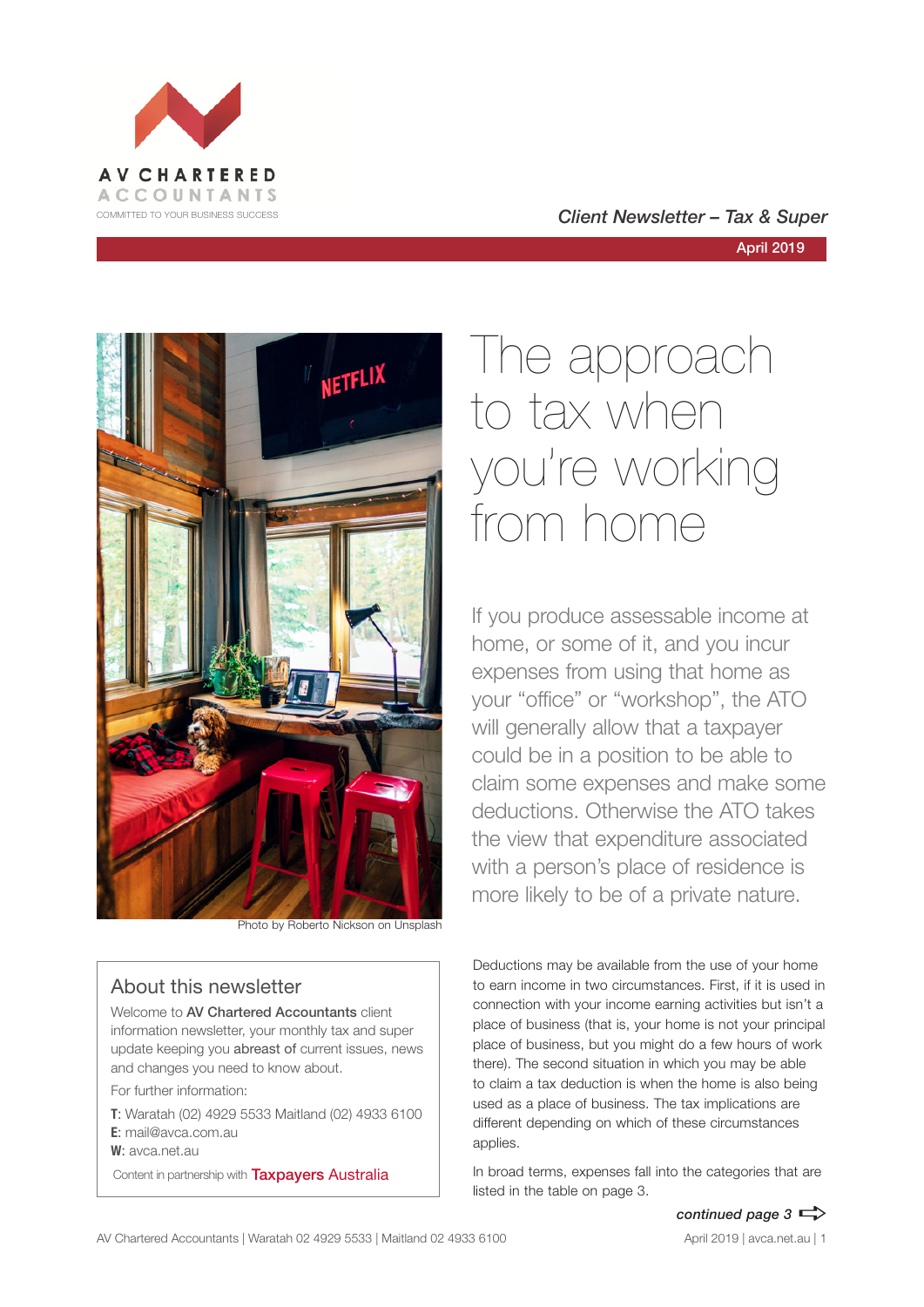AV CHARTERED ACCOUNTANTS

COMMITTED TO YOUR BUSINESS SUCCESS

*Client Newsletter – Tax & Super*

April 2019

Photo by Roberto Nickson on Unsplash

# The approach to tax when you're working from home

If you produce assessable income at home, or some of it, and you incur expenses from using that home as your "office" or "workshop", the ATO will generally allow that a taxpayer could be in a position to be able to claim some expenses and make some deductions. Otherwise the ATO takes the view that expenditure associated with a person's place of residence is more likely to be of a private nature.

Deductions may be available from the use of your home to earn income in two circumstances. First, if it is used in connection with your income earning activities but isn't a place of business (that is, your home is not your principal place of business, but you might do a few hours of work there). The second situation in which you may be able to claim a tax deduction is when the home is also being used as a place of business. The tax implications are different depending on which of these circumstances applies.

In broad terms, expenses fall into the categories that are listed in the table on page 3.

***continued page 3***

## About this newsletter

Welcome to **AV Chartered Accountants** client information newsletter, your monthly tax and super update keeping you **abreast of** current issues, news and changes you need to know about.

For further information:

**T**: Waratah (02) 4929 5533 Maitland (02) 4933 6100
**E**: mail@avca.com.au
**W**: avca.net.au

Content in partnership with Taxpayers Australia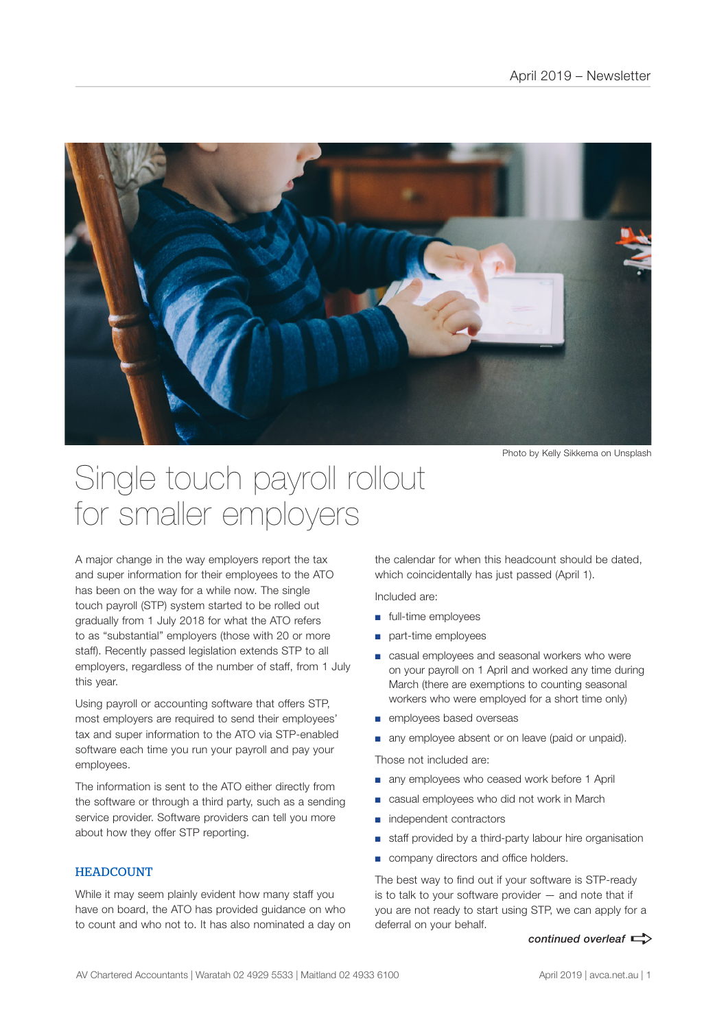Photo by Kelly Sikkema on Unsplash

# Single touch payroll rollout for smaller employers

A major change in the way employers report the tax and super information for their employees to the ATO has been on the way for a while now. The single touch payroll (STP) system started to be rolled out gradually from 1 July 2018 for what the ATO refers to as "substantial" employers (those with 20 or more staff). Recently passed legislation extends STP to all employers, regardless of the number of staff, from 1 July this year.

Using payroll or accounting software that offers STP, most employers are required to send their employees' tax and super information to the ATO via STP-enabled software each time you run your payroll and pay your employees.

The information is sent to the ATO either directly from the software or through a third party, such as a sending service provider. Software providers can tell you more about how they offer STP reporting.

## HEADCOUNT

While it may seem plainly evident how many staff you have on board, the ATO has provided guidance on who to count and who not to. It has also nominated a day on the calendar for when this headcount should be dated, which coincidentally has just passed (April 1).

Included are:

- full-time employees
- part-time employees
- casual employees and seasonal workers who were on your payroll on 1 April and worked any time during March (there are exemptions to counting seasonal workers who were employed for a short time only)
- employees based overseas
- any employee absent or on leave (paid or unpaid).

Those not included are:

- any employees who ceased work before 1 April
- casual employees who did not work in March
- independent contractors
- staff provided by a third-party labour hire organisation
- company directors and office holders.

The best way to find out if your software is STP-ready is to talk to your software provider — and note that if you are not ready to start using STP, we can apply for a deferral on your behalf.

*continued overleaf*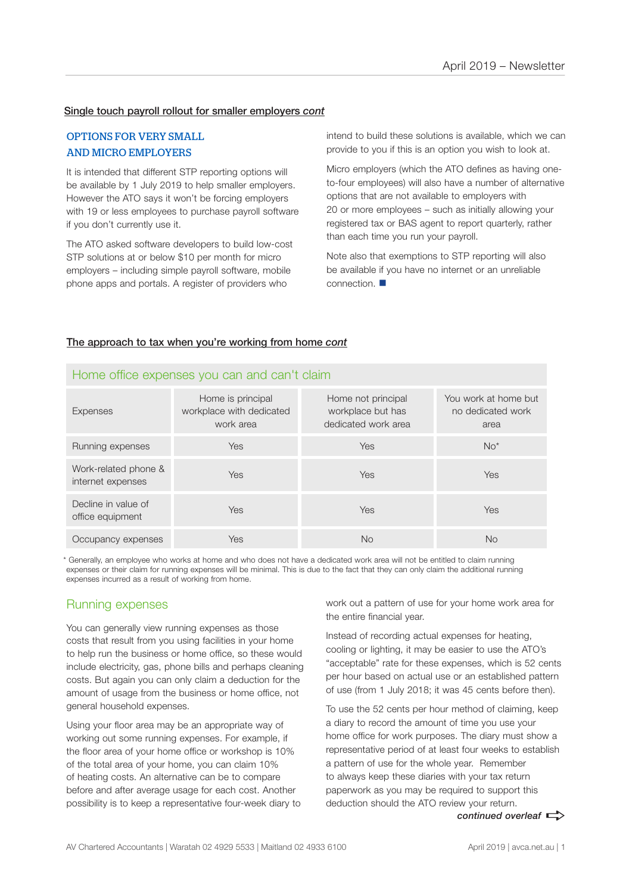## Single touch payroll rollout for smaller employers *cont*

### OPTIONS FOR VERY SMALL AND MICRO EMPLOYERS

It is intended that different STP reporting options will be available by 1 July 2019 to help smaller employers. However the ATO says it won't be forcing employers with 19 or less employees to purchase payroll software if you don't currently use it.

The ATO asked software developers to build low-cost STP solutions at or below $10 per month for micro employers – including simple payroll software, mobile phone apps and portals. A register of providers who intend to build these solutions is available, which we can provide to you if this is an option you wish to look at.

Micro employers (which the ATO defines as having one-to-four employees) will also have a number of alternative options that are not available to employers with 20 or more employees – such as initially allowing your registered tax or BAS agent to report quarterly, rather than each time you run your payroll.

Note also that exemptions to STP reporting will also be available if you have no internet or an unreliable connection. ■

## The approach to tax when you're working from home *cont*

### Home office expenses you can and can't claim

| Expenses | Home is principal workplace with dedicated work area | Home not principal workplace but has dedicated work area | You work at home but no dedicated work area |
|---|---|---|---|
| Running expenses | Yes | Yes | No* |
| Work-related phone & internet expenses | Yes | Yes | Yes |
| Decline in value of office equipment | Yes | Yes | Yes |
| Occupancy expenses | Yes | No | No |

\* Generally, an employee who works at home and who does not have a dedicated work area will not be entitled to claim running expenses or their claim for running expenses will be minimal. This is due to the fact that they can only claim the additional running expenses incurred as a result of working from home.

### Running expenses

You can generally view running expenses as those costs that result from you using facilities in your home to help run the business or home office, so these would include electricity, gas, phone bills and perhaps cleaning costs. But again you can only claim a deduction for the amount of usage from the business or home office, not general household expenses.

Using your floor area may be an appropriate way of working out some running expenses. For example, if the floor area of your home office or workshop is 10% of the total area of your home, you can claim 10% of heating costs. An alternative can be to compare before and after average usage for each cost. Another possibility is to keep a representative four-week diary to work out a pattern of use for your home work area for the entire financial year.

Instead of recording actual expenses for heating, cooling or lighting, it may be easier to use the ATO's "acceptable" rate for these expenses, which is 52 cents per hour based on actual use or an established pattern of use (from 1 July 2018; it was 45 cents before then).

To use the 52 cents per hour method of claiming, keep a diary to record the amount of time you use your home office for work purposes. The diary must show a representative period of at least four weeks to establish a pattern of use for the whole year. Remember to always keep these diaries with your tax return paperwork as you may be required to support this deduction should the ATO review your return.

***continued overleaf*** ⇨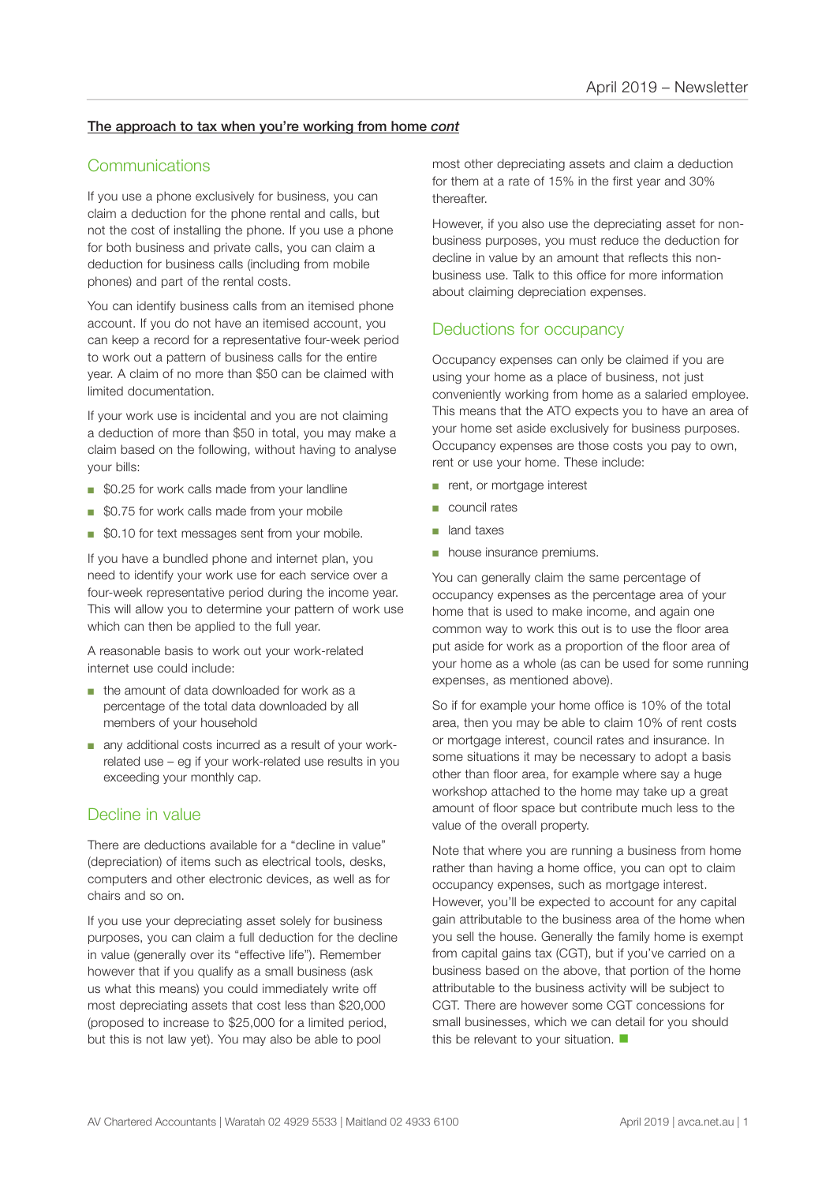**The approach to tax when you're working from home *cont***

## Communications

If you use a phone exclusively for business, you can claim a deduction for the phone rental and calls, but not the cost of installing the phone. If you use a phone for both business and private calls, you can claim a deduction for business calls (including from mobile phones) and part of the rental costs.

You can identify business calls from an itemised phone account. If you do not have an itemised account, you can keep a record for a representative four-week period to work out a pattern of business calls for the entire year. A claim of no more than $50 can be claimed with limited documentation.

If your work use is incidental and you are not claiming a deduction of more than $50 in total, you may make a claim based on the following, without having to analyse your bills:

- $0.25 for work calls made from your landline
- $0.75 for work calls made from your mobile
- $0.10 for text messages sent from your mobile.

If you have a bundled phone and internet plan, you need to identify your work use for each service over a four-week representative period during the income year. This will allow you to determine your pattern of work use which can then be applied to the full year.

A reasonable basis to work out your work-related internet use could include:

- the amount of data downloaded for work as a percentage of the total data downloaded by all members of your household
- any additional costs incurred as a result of your work-related use – eg if your work-related use results in you exceeding your monthly cap.

## Decline in value

There are deductions available for a "decline in value" (depreciation) of items such as electrical tools, desks, computers and other electronic devices, as well as for chairs and so on.

If you use your depreciating asset solely for business purposes, you can claim a full deduction for the decline in value (generally over its "effective life"). Remember however that if you qualify as a small business (ask us what this means) you could immediately write off most depreciating assets that cost less than $20,000 (proposed to increase to $25,000 for a limited period, but this is not law yet). You may also be able to pool most other depreciating assets and claim a deduction for them at a rate of 15% in the first year and 30% thereafter.

However, if you also use the depreciating asset for non-business purposes, you must reduce the deduction for decline in value by an amount that reflects this non-business use. Talk to this office for more information about claiming depreciation expenses.

## Deductions for occupancy

Occupancy expenses can only be claimed if you are using your home as a place of business, not just conveniently working from home as a salaried employee. This means that the ATO expects you to have an area of your home set aside exclusively for business purposes. Occupancy expenses are those costs you pay to own, rent or use your home. These include:

- rent, or mortgage interest
- council rates
- land taxes
- house insurance premiums.

You can generally claim the same percentage of occupancy expenses as the percentage area of your home that is used to make income, and again one common way to work this out is to use the floor area put aside for work as a proportion of the floor area of your home as a whole (as can be used for some running expenses, as mentioned above).

So if for example your home office is 10% of the total area, then you may be able to claim 10% of rent costs or mortgage interest, council rates and insurance. In some situations it may be necessary to adopt a basis other than floor area, for example where say a huge workshop attached to the home may take up a great amount of floor space but contribute much less to the value of the overall property.

Note that where you are running a business from home rather than having a home office, you can opt to claim occupancy expenses, such as mortgage interest. However, you'll be expected to account for any capital gain attributable to the business area of the home when you sell the house. Generally the family home is exempt from capital gains tax (CGT), but if you've carried on a business based on the above, that portion of the home attributable to the business activity will be subject to CGT. There are however some CGT concessions for small businesses, which we can detail for you should this be relevant to your situation.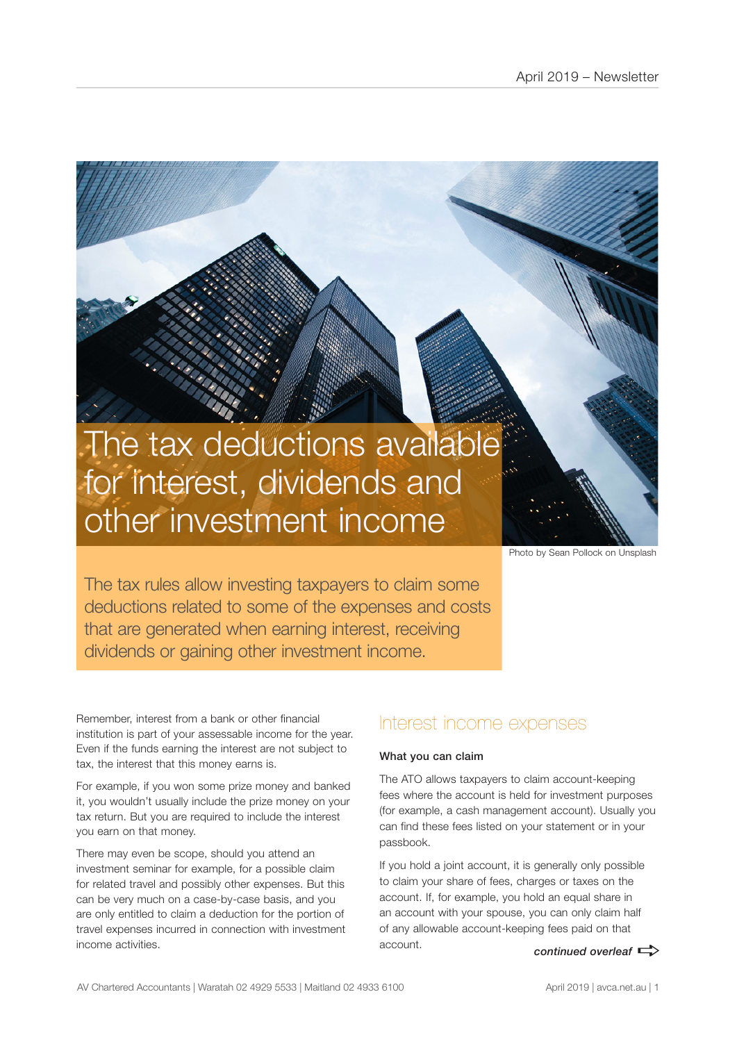# The tax deductions available for interest, dividends and other investment income

Photo by Sean Pollock on Unsplash

The tax rules allow investing taxpayers to claim some deductions related to some of the expenses and costs that are generated when earning interest, receiving dividends or gaining other investment income.

Remember, interest from a bank or other financial institution is part of your assessable income for the year. Even if the funds earning the interest are not subject to tax, the interest that this money earns is.

For example, if you won some prize money and banked it, you wouldn't usually include the prize money on your tax return. But you are required to include the interest you earn on that money.

There may even be scope, should you attend an investment seminar for example, for a possible claim for related travel and possibly other expenses. But this can be very much on a case-by-case basis, and you are only entitled to claim a deduction for the portion of travel expenses incurred in connection with investment income activities.

## Interest income expenses

**What you can claim**

The ATO allows taxpayers to claim account-keeping fees where the account is held for investment purposes (for example, a cash management account). Usually you can find these fees listed on your statement or in your passbook.

If you hold a joint account, it is generally only possible to claim your share of fees, charges or taxes on the account. If, for example, you hold an equal share in an account with your spouse, you can only claim half of any allowable account-keeping fees paid on that account.

***continued overleaf***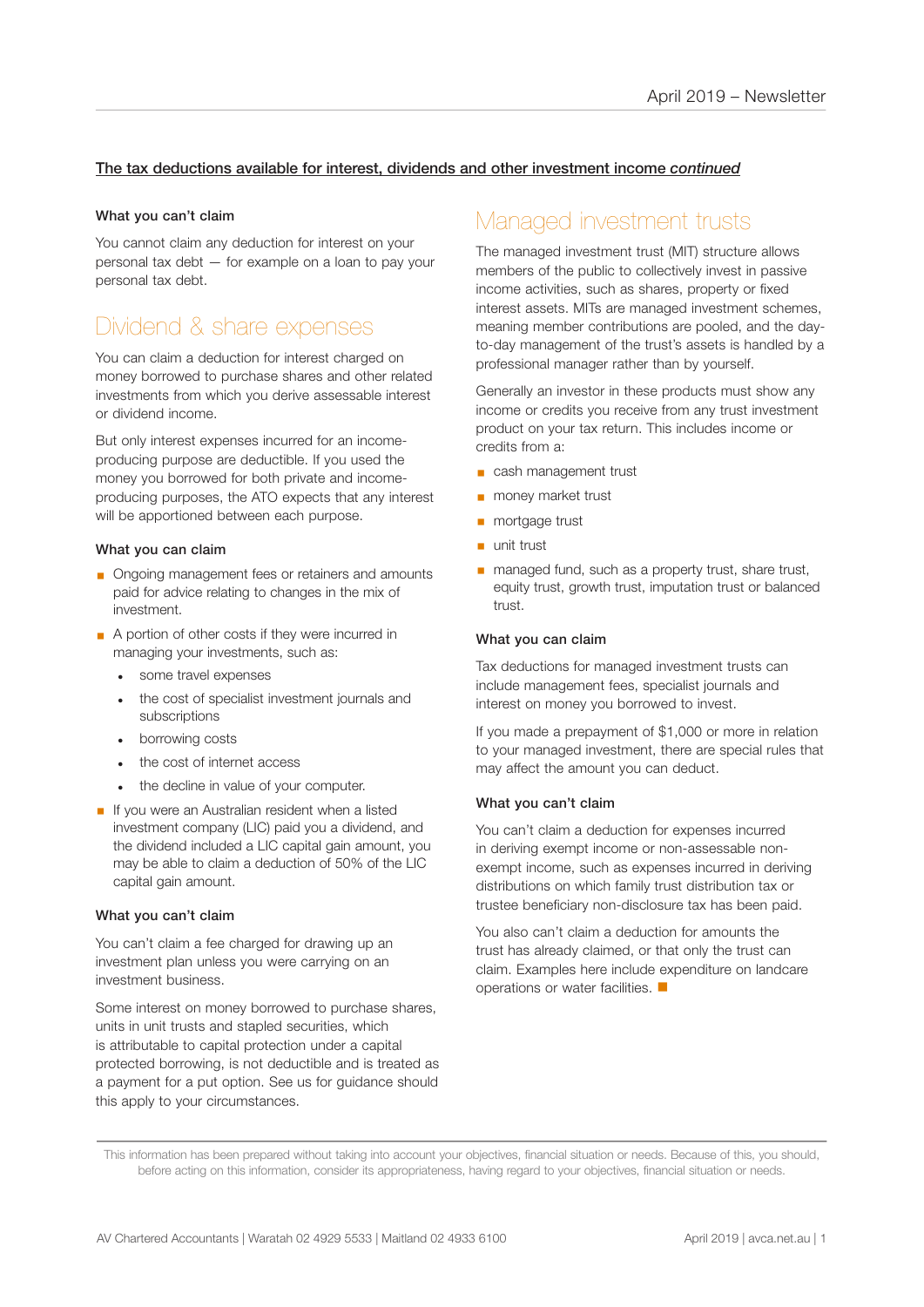**The tax deductions available for interest, dividends and other investment income *continued***

#### What you can't claim

You cannot claim any deduction for interest on your personal tax debt — for example on a loan to pay your personal tax debt.

## Dividend & share expenses

You can claim a deduction for interest charged on money borrowed to purchase shares and other related investments from which you derive assessable interest or dividend income.

But only interest expenses incurred for an income-producing purpose are deductible. If you used the money you borrowed for both private and income-producing purposes, the ATO expects that any interest will be apportioned between each purpose.

#### What you can claim

- Ongoing management fees or retainers and amounts paid for advice relating to changes in the mix of investment.
- A portion of other costs if they were incurred in managing your investments, such as:
  - some travel expenses
  - the cost of specialist investment journals and subscriptions
  - borrowing costs
  - the cost of internet access
  - the decline in value of your computer.
- If you were an Australian resident when a listed investment company (LIC) paid you a dividend, and the dividend included a LIC capital gain amount, you may be able to claim a deduction of 50% of the LIC capital gain amount.

#### What you can't claim

You can't claim a fee charged for drawing up an investment plan unless you were carrying on an investment business.

Some interest on money borrowed to purchase shares, units in unit trusts and stapled securities, which is attributable to capital protection under a capital protected borrowing, is not deductible and is treated as a payment for a put option. See us for guidance should this apply to your circumstances.

## Managed investment trusts

The managed investment trust (MIT) structure allows members of the public to collectively invest in passive income activities, such as shares, property or fixed interest assets. MITs are managed investment schemes, meaning member contributions are pooled, and the day-to-day management of the trust's assets is handled by a professional manager rather than by yourself.

Generally an investor in these products must show any income or credits you receive from any trust investment product on your tax return. This includes income or credits from a:

- cash management trust
- money market trust
- mortgage trust
- unit trust
- managed fund, such as a property trust, share trust, equity trust, growth trust, imputation trust or balanced trust.

#### What you can claim

Tax deductions for managed investment trusts can include management fees, specialist journals and interest on money you borrowed to invest.

If you made a prepayment of $1,000 or more in relation to your managed investment, there are special rules that may affect the amount you can deduct.

#### What you can't claim

You can't claim a deduction for expenses incurred in deriving exempt income or non-assessable non-exempt income, such as expenses incurred in deriving distributions on which family trust distribution tax or trustee beneficiary non-disclosure tax has been paid.

You also can't claim a deduction for amounts the trust has already claimed, or that only the trust can claim. Examples here include expenditure on landcare operations or water facilities. ■

This information has been prepared without taking into account your objectives, financial situation or needs. Because of this, you should, before acting on this information, consider its appropriateness, having regard to your objectives, financial situation or needs.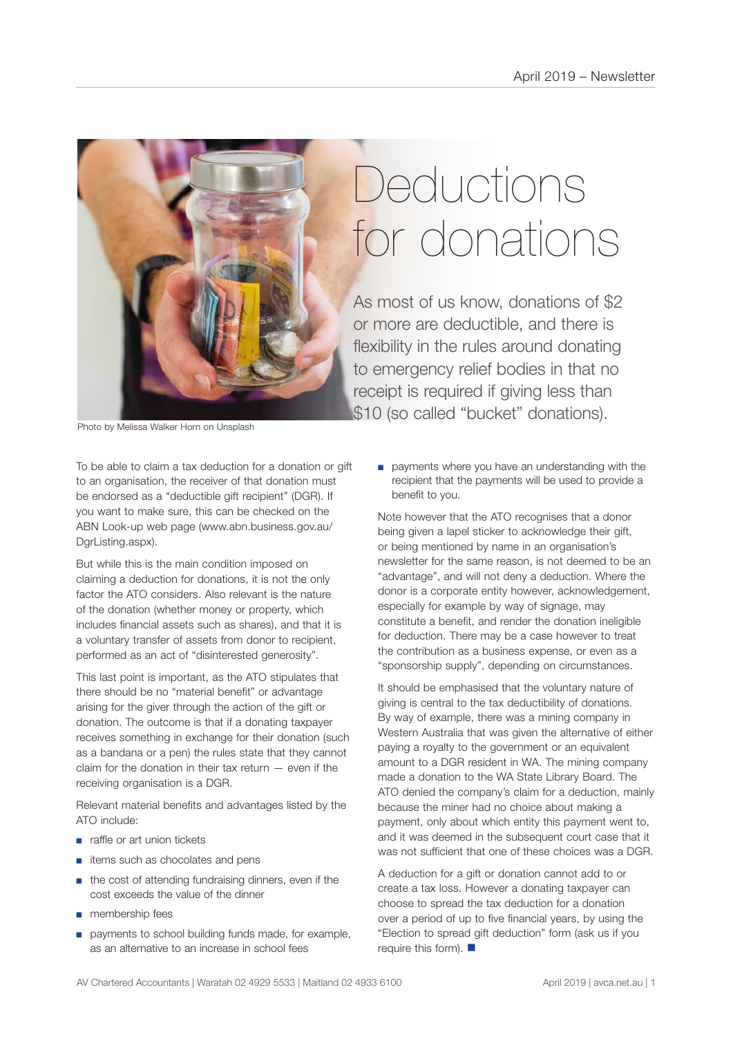# Deductions for donations

As most of us know, donations of $2 or more are deductible, and there is flexibility in the rules around donating to emergency relief bodies in that no receipt is required if giving less than $10 (so called "bucket" donations).

Photo by Melissa Walker Horn on Unsplash

To be able to claim a tax deduction for a donation or gift to an organisation, the receiver of that donation must be endorsed as a "deductible gift recipient" (DGR). If you want to make sure, this can be checked on the ABN Look-up web page (www.abn.business.gov.au/DgrListing.aspx).

But while this is the main condition imposed on claiming a deduction for donations, it is not the only factor the ATO considers. Also relevant is the nature of the donation (whether money or property, which includes financial assets such as shares), and that it is a voluntary transfer of assets from donor to recipient, performed as an act of "disinterested generosity".

This last point is important, as the ATO stipulates that there should be no "material benefit" or advantage arising for the giver through the action of the gift or donation. The outcome is that if a donating taxpayer receives something in exchange for their donation (such as a bandana or a pen) the rules state that they cannot claim for the donation in their tax return — even if the receiving organisation is a DGR.

Relevant material benefits and advantages listed by the ATO include:

- raffle or art union tickets
- items such as chocolates and pens
- the cost of attending fundraising dinners, even if the cost exceeds the value of the dinner
- membership fees
- payments to school building funds made, for example, as an alternative to an increase in school fees
- payments where you have an understanding with the recipient that the payments will be used to provide a benefit to you.

Note however that the ATO recognises that a donor being given a lapel sticker to acknowledge their gift, or being mentioned by name in an organisation's newsletter for the same reason, is not deemed to be an "advantage", and will not deny a deduction. Where the donor is a corporate entity however, acknowledgement, especially for example by way of signage, may constitute a benefit, and render the donation ineligible for deduction. There may be a case however to treat the contribution as a business expense, or even as a "sponsorship supply", depending on circumstances.

It should be emphasised that the voluntary nature of giving is central to the tax deductibility of donations. By way of example, there was a mining company in Western Australia that was given the alternative of either paying a royalty to the government or an equivalent amount to a DGR resident in WA. The mining company made a donation to the WA State Library Board. The ATO denied the company's claim for a deduction, mainly because the miner had no choice about making a payment, only about which entity this payment went to, and it was deemed in the subsequent court case that it was not sufficient that one of these choices was a DGR.

A deduction for a gift or donation cannot add to or create a tax loss. However a donating taxpayer can choose to spread the tax deduction for a donation over a period of up to five financial years, by using the "Election to spread gift deduction" form (ask us if you require this form). ■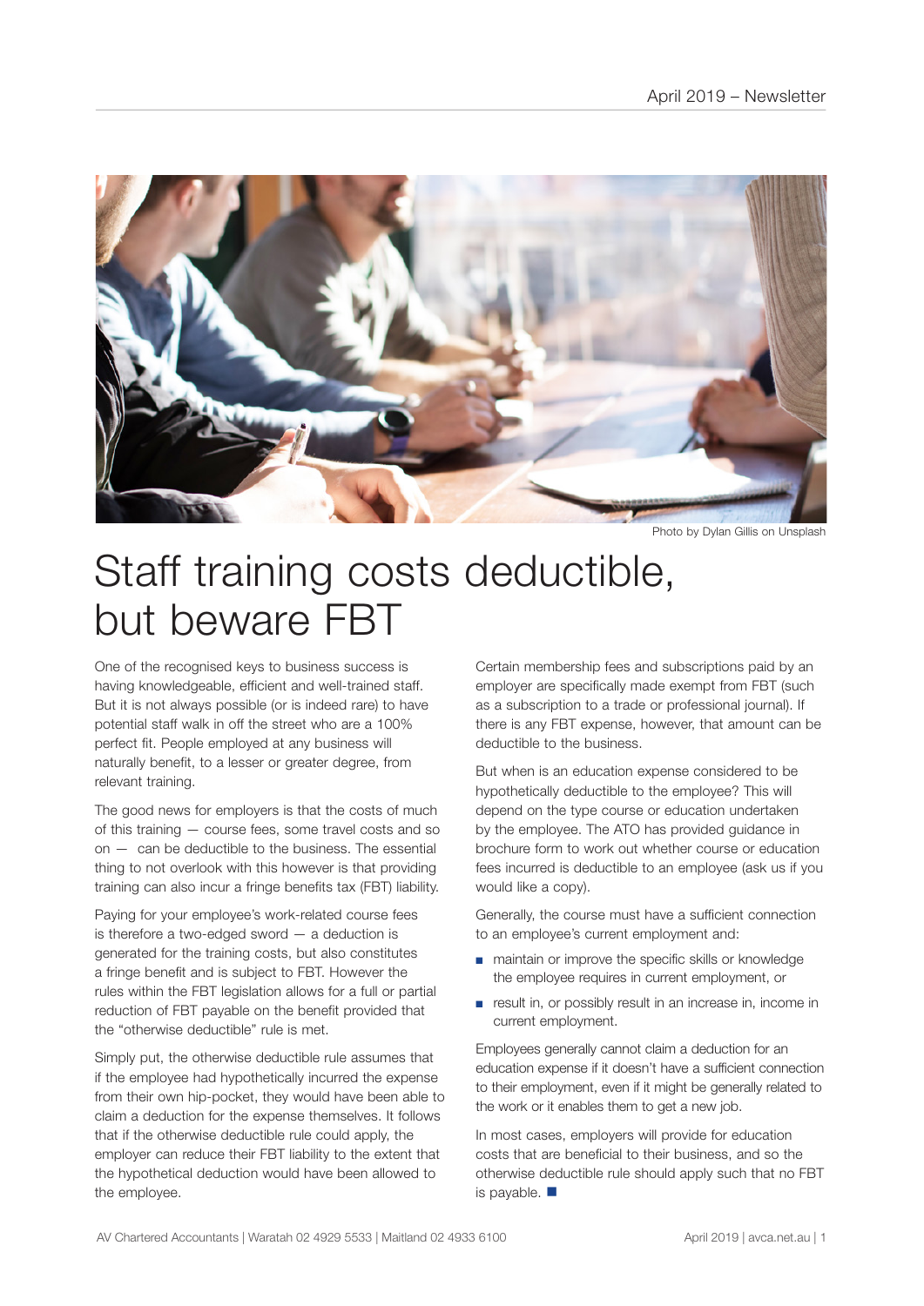Photo by Dylan Gillis on Unsplash

# Staff training costs deductible, but beware FBT

One of the recognised keys to business success is having knowledgeable, efficient and well-trained staff. But it is not always possible (or is indeed rare) to have potential staff walk in off the street who are a 100% perfect fit. People employed at any business will naturally benefit, to a lesser or greater degree, from relevant training.

The good news for employers is that the costs of much of this training — course fees, some travel costs and so on — can be deductible to the business. The essential thing to not overlook with this however is that providing training can also incur a fringe benefits tax (FBT) liability.

Paying for your employee's work-related course fees is therefore a two-edged sword — a deduction is generated for the training costs, but also constitutes a fringe benefit and is subject to FBT. However the rules within the FBT legislation allows for a full or partial reduction of FBT payable on the benefit provided that the "otherwise deductible" rule is met.

Simply put, the otherwise deductible rule assumes that if the employee had hypothetically incurred the expense from their own hip-pocket, they would have been able to claim a deduction for the expense themselves. It follows that if the otherwise deductible rule could apply, the employer can reduce their FBT liability to the extent that the hypothetical deduction would have been allowed to the employee.

Certain membership fees and subscriptions paid by an employer are specifically made exempt from FBT (such as a subscription to a trade or professional journal). If there is any FBT expense, however, that amount can be deductible to the business.

But when is an education expense considered to be hypothetically deductible to the employee? This will depend on the type course or education undertaken by the employee. The ATO has provided guidance in brochure form to work out whether course or education fees incurred is deductible to an employee (ask us if you would like a copy).

Generally, the course must have a sufficient connection to an employee's current employment and:

- maintain or improve the specific skills or knowledge the employee requires in current employment, or
- result in, or possibly result in an increase in, income in current employment.

Employees generally cannot claim a deduction for an education expense if it doesn't have a sufficient connection to their employment, even if it might be generally related to the work or it enables them to get a new job.

In most cases, employers will provide for education costs that are beneficial to their business, and so the otherwise deductible rule should apply such that no FBT is payable. ■